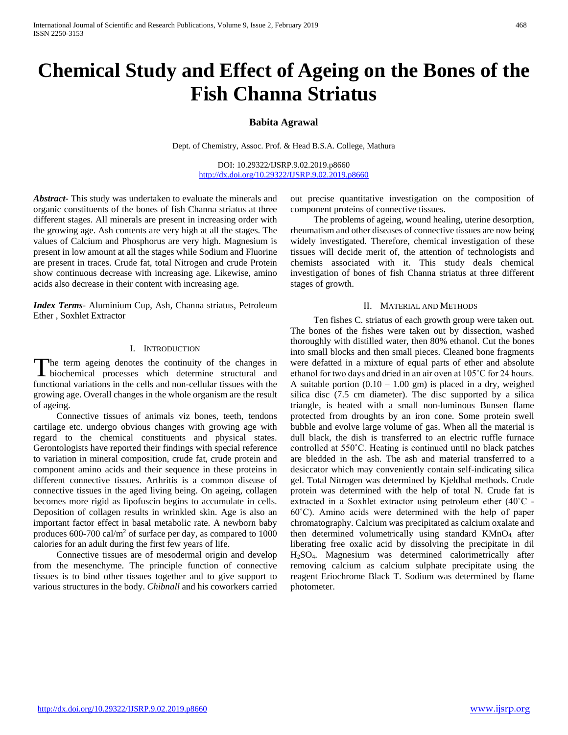# Chemical Study and Effect of Ageing on the Bones of the Fish Channa Striatus

**Babita Agrawal**

Dept. of Chemistry, Assoc. Prof. & Head B.S.A. College, Mathura

DOI: 10.29322/IJSRP.9.02.2019.p8660
http://dx.doi.org/10.29322/IJSRP.9.02.2019.p8660

***Abstract***- This study was undertaken to evaluate the minerals and organic constituents of the bones of fish Channa striatus at three different stages. All minerals are present in increasing order with the growing age. Ash contents are very high at all the stages. The values of Calcium and Phosphorus are very high. Magnesium is present in low amount at all the stages while Sodium and Fluorine are present in traces. Crude fat, total Nitrogen and crude Protein show continuous decrease with increasing age. Likewise, amino acids also decrease in their content with increasing age.

***Index Terms***- Aluminium Cup, Ash, Channa striatus, Petroleum Ether , Soxhlet Extractor

## I. Introduction

The term ageing denotes the continuity of the changes in biochemical processes which determine structural and functional variations in the cells and non-cellular tissues with the growing age. Overall changes in the whole organism are the result of ageing.

Connective tissues of animals viz bones, teeth, tendons cartilage etc. undergo obvious changes with growing age with regard to the chemical constituents and physical states. Gerontologists have reported their findings with special reference to variation in mineral composition, crude fat, crude protein and component amino acids and their sequence in these proteins in different connective tissues. Arthritis is a common disease of connective tissues in the aged living being. On ageing, collagen becomes more rigid as lipofuscin begins to accumulate in cells. Deposition of collagen results in wrinkled skin. Age is also an important factor effect in basal metabolic rate. A newborn baby produces 600-700 cal/$m^2$ of surface per day, as compared to 1000 calories for an adult during the first few years of life.

Connective tissues are of mesodermal origin and develop from the mesenchyme. The principle function of connective tissues is to bind other tissues together and to give support to various structures in the body. *Chibnall* and his coworkers carried out precise quantitative investigation on the composition of component proteins of connective tissues.

The problems of ageing, wound healing, uterine desorption, rheumatism and other diseases of connective tissues are now being widely investigated. Therefore, chemical investigation of these tissues will decide merit of, the attention of technologists and chemists associated with it. This study deals chemical investigation of bones of fish Channa striatus at three different stages of growth.

## II. Material and Methods

Ten fishes C. striatus of each growth group were taken out. The bones of the fishes were taken out by dissection, washed thoroughly with distilled water, then 80% ethanol. Cut the bones into small blocks and then small pieces. Cleaned bone fragments were defatted in a mixture of equal parts of ether and absolute ethanol for two days and dried in an air oven at 105˚C for 24 hours. A suitable portion (0.10 – 1.00 gm) is placed in a dry, weighed silica disc (7.5 cm diameter). The disc supported by a silica triangle, is heated with a small non-luminous Bunsen flame protected from droughts by an iron cone. Some protein swell bubble and evolve large volume of gas. When all the material is dull black, the dish is transferred to an electric ruffle furnace controlled at 550˚C. Heating is continued until no black patches are bledded in the ash. The ash and material transferred to a desiccator which may conveniently contain self-indicating silica gel. Total Nitrogen was determined by Kjeldhal methods. Crude protein was determined with the help of total N. Crude fat is extracted in a Soxhlet extractor using petroleum ether (40˚C - 60˚C). Amino acids were determined with the help of paper chromatography. Calcium was precipitated as calcium oxalate and then determined volumetrically using standard $KMnO_4$, after liberating free oxalic acid by dissolving the precipitate in dil $H_2SO_4$. Magnesium was determined calorimetrically after removing calcium as calcium sulphate precipitate using the reagent Eriochrome Black T. Sodium was determined by flame photometer.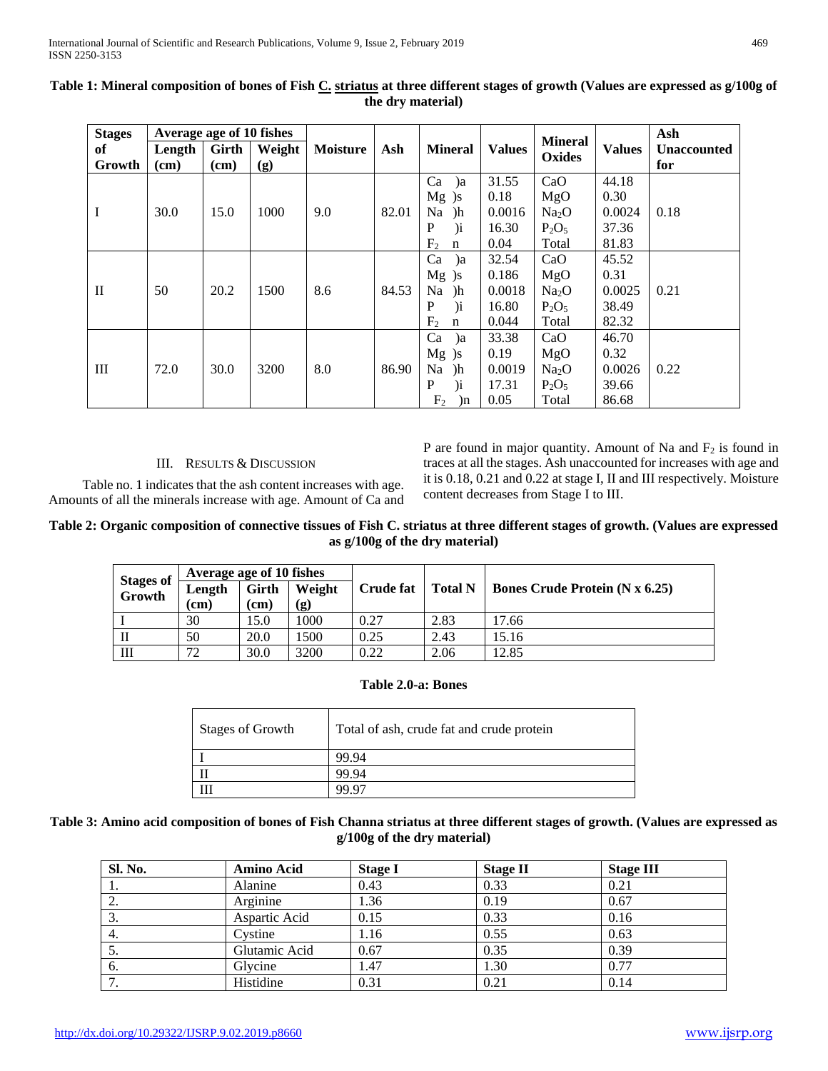**Table 1: Mineral composition of bones of Fish C. striatus at three different stages of growth (Values are expressed as g/100g of the dry material)**

| Stages of Growth | Average age of 10 fishes | | | Moisture | Ash | Mineral | Values | Mineral Oxides | Values | Ash Unaccounted for |
|---|---|---|---|---|---|---|---|---|---|---|
| | Length (cm) | Girth (cm) | Weight (g) | | | | | | | |
| I | 30.0 | 15.0 | 1000 | 9.0 | 82.01 | Ca )a<br>Mg )s<br>Na )h<br>P )i<br>$F_2$ n | 31.55<br>0.18<br>0.0016<br>16.30<br>0.04 | CaO<br>MgO<br>$Na_2O$<br>$P_2O_5$<br>Total | 44.18<br>0.30<br>0.0024<br>37.36<br>81.83 | 0.18 |
| II | 50 | 20.2 | 1500 | 8.6 | 84.53 | Ca )a<br>Mg )s<br>Na )h<br>P )i<br>$F_2$ n | 32.54<br>0.186<br>0.0018<br>16.80<br>0.044 | CaO<br>MgO<br>$Na_2O$<br>$P_2O_5$<br>Total | 45.52<br>0.31<br>0.0025<br>38.49<br>82.32 | 0.21 |
| III | 72.0 | 30.0 | 3200 | 8.0 | 86.90 | Ca )a<br>Mg )s<br>Na )h<br>P )i<br>$F_2$ )n | 33.38<br>0.19<br>0.0019<br>17.31<br>0.05 | CaO<br>MgO<br>$Na_2O$<br>$P_2O_5$<br>Total | 46.70<br>0.32<br>0.0026<br>39.66<br>86.68 | 0.22 |

## III. Results & Discussion

Table no. 1 indicates that the ash content increases with age. Amounts of all the minerals increase with age. Amount of Ca and P are found in major quantity. Amount of Na and $F_2$ is found in traces at all the stages. Ash unaccounted for increases with age and it is 0.18, 0.21 and 0.22 at stage I, II and III respectively. Moisture content decreases from Stage I to III.

**Table 2: Organic composition of connective tissues of Fish C. striatus at three different stages of growth. (Values are expressed as g/100g of the dry material)**

| Stages of Growth | Average age of 10 fishes | | | Crude fat | Total N | Bones Crude Protein (N x 6.25) |
|---|---|---|---|---|---|---|
| | Length (cm) | Girth (cm) | Weight (g) | | | |
| I | 30 | 15.0 | 1000 | 0.27 | 2.83 | 17.66 |
| II | 50 | 20.0 | 1500 | 0.25 | 2.43 | 15.16 |
| III | 72 | 30.0 | 3200 | 0.22 | 2.06 | 12.85 |

**Table 2.0-a: Bones**

| Stages of Growth | Total of ash, crude fat and crude protein |
|---|---|
| I | 99.94 |
| II | 99.94 |
| III | 99.97 |

**Table 3: Amino acid composition of bones of Fish Channa striatus at three different stages of growth. (Values are expressed as g/100g of the dry material)**

| Sl. No. | Amino Acid | Stage I | Stage II | Stage III |
|---|---|---|---|---|
| 1. | Alanine | 0.43 | 0.33 | 0.21 |
| 2. | Arginine | 1.36 | 0.19 | 0.67 |
| 3. | Aspartic Acid | 0.15 | 0.33 | 0.16 |
| 4. | Cystine | 1.16 | 0.55 | 0.63 |
| 5. | Glutamic Acid | 0.67 | 0.35 | 0.39 |
| 6. | Glycine | 1.47 | 1.30 | 0.77 |
| 7. | Histidine | 0.31 | 0.21 | 0.14 |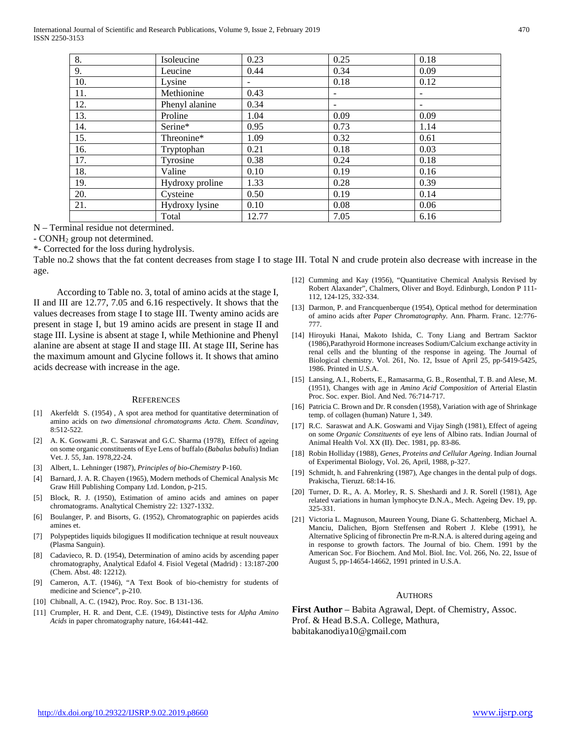| | | | | |
|---|---|---|---|---|
| 8. | Isoleucine | 0.23 | 0.25 | 0.18 |
| 9. | Leucine | 0.44 | 0.34 | 0.09 |
| 10. | Lysine | - | 0.18 | 0.12 |
| 11. | Methionine | 0.43 | - | - |
| 12. | Phenyl alanine | 0.34 | - | - |
| 13. | Proline | 1.04 | 0.09 | 0.09 |
| 14. | Serine* | 0.95 | 0.73 | 1.14 |
| 15. | Threonine* | 1.09 | 0.32 | 0.61 |
| 16. | Tryptophan | 0.21 | 0.18 | 0.03 |
| 17. | Tyrosine | 0.38 | 0.24 | 0.18 |
| 18. | Valine | 0.10 | 0.19 | 0.16 |
| 19. | Hydroxy proline | 1.33 | 0.28 | 0.39 |
| 20. | Cysteine | 0.50 | 0.19 | 0.14 |
| 21. | Hydroxy lysine | 0.10 | 0.08 | 0.06 |
| | Total | 12.77 | 7.05 | 6.16 |

N – Terminal residue not determined.

- $CONH_2$ group not determined.

*- Corrected for the loss during hydrolysis.

Table no.2 shows that the fat content decreases from stage I to stage III. Total N and crude protein also decrease with increase in the age.

According to Table no. 3, total of amino acids at the stage I, II and III are 12.77, 7.05 and 6.16 respectively. It shows that the values decreases from stage I to stage III. Twenty amino acids are present in stage I, but 19 amino acids are present in stage II and stage III. Lysine is absent at stage I, while Methionine and Phenyl alanine are absent at stage II and stage III. At stage III, Serine has the maximum amount and Glycine follows it. It shows that amino acids decrease with increase in the age.

## References

[1] Akerfeldt S. (1954) , A spot area method for quantitative determination of amino acids on *two dimensional chromatograms Acta. Chem. Scandinav*, 8:512-522.

[2] A. K. Goswami ,R. C. Saraswat and G.C. Sharma (1978), Effect of ageing on some organic constituents of Eye Lens of buffalo (*Babalus babulis*) Indian Vet. J. 55, Jan. 1978,22-24.

[3] Albert, L. Lehninger (1987), *Principles of bio-Chemistry* P-160.

[4] Barnard, J. A. R. Chayen (1965), Modern methods of Chemical Analysis Mc Graw Hill Publishing Company Ltd. London, p-215.

[5] Block, R. J. (1950), Estimation of amino acids and amines on paper chromatograms. Analtytical Chemistry 22: 1327-1332.

[6] Boulanger, P. and Bisorts, G. (1952), Chromatographic on papierdes acids amines et.

[7] Polypeptides liquids bilogigues II modification technique at result nouveaux (Plasma Sanguin).

[8] Cadavieco, R. D. (1954), Determination of amino acids by ascending paper chromatography, Analytical Edafol 4. Fisiol Vegetal (Madrid) : 13:187-200 (Chem. Abst. 48: 12212).

[9] Cameron, A.T. (1946), "A Text Book of bio-chemistry for students of medicine and Science", p-210.

[10] Chibnall, A. C. (1942), Proc. Roy. Soc. B 131-136.

[11] Crumpler, H. R. and Dent, C.E. (1949), Distinctive tests for *Alpha Amino Acids* in paper chromatography nature, 164:441-442.

[12] Cumming and Kay (1956), "Quantitative Chemical Analysis Revised by Robert Alaxander", Chalmers, Oliver and Boyd. Edinburgh, London P 111-112, 124-125, 332-334.

[13] Darmon, P. and Francquenberque (1954), Optical method for determination of amino acids after *Paper Chromatography*. Ann. Pharm. Franc. 12:776-777.

[14] Hiroyuki Hanai, Makoto Ishida, C. Tony Liang and Bertram Sacktor (1986),Parathyroid Hormone increases Sodium/Calcium exchange activity in renal cells and the blunting of the response in ageing. The Journal of Biological chemistry. Vol. 261, No. 12, Issue of April 25, pp-5419-5425, 1986. Printed in U.S.A.

[15] Lansing, A.I., Roberts, E., Ramasarma, G. B., Rosenthal, T. B. and Alese, M. (1951), Changes with age in *Amino Acid Composition* of Arterial Elastin Proc. Soc. exper. Biol. And Ned. 76:714-717.

[16] Patricia C. Brown and Dr. R consden (1958), Variation with age of Shrinkage temp. of collagen (human) Nature 1, 349.

[17] R.C. Saraswat and A.K. Goswami and Vijay Singh (1981), Effect of ageing on some *Organic Constituents* of eye lens of Albino rats. Indian Journal of Animal Health Vol. XX (II). Dec. 1981, pp. 83-86.

[18] Robin Holliday (1988), *Genes, Proteins and Cellular Ageing*. Indian Journal of Experimental Biology, Vol. 26, April, 1988, p-327.

[19] Schmidt, h. and Fahrenkring (1987), Age changes in the dental pulp of dogs. Prakischa, Tieruzt. 68:14-16.

[20] Turner, D. R., A. A. Morley, R. S. Sheshardi and J. R. Sorell (1981), Age related variations in human lymphocyte D.N.A., Mech. Ageing Dev. 19, pp. 325-331.

[21] Victoria L. Magnuson, Maureen Young, Diane G. Schattenberg, Michael A. Manciu, Dalichen, Bjorn Steffensen and Robert J. Klebe (1991), he Alternative Splicing of fibronectin Pre m-R.N.A. is altered during ageing and in response to growth factors. The Journal of bio. Chem. 1991 by the American Soc. For Biochem. And Mol. Biol. Inc. Vol. 266, No. 22, Issue of August 5, pp-14654-14662, 1991 printed in U.S.A.

## Authors

**First Author** – Babita Agrawal, Dept. of Chemistry, Assoc. Prof. & Head B.S.A. College, Mathura, babitakanodiya10@gmail.com